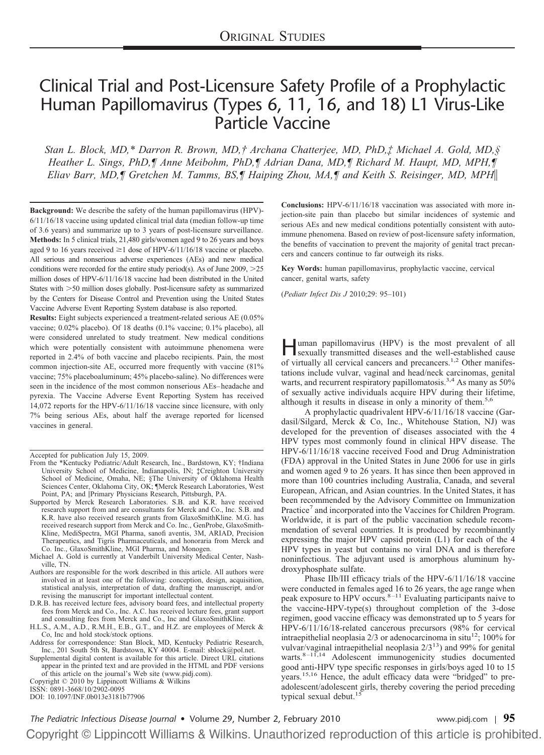ORIGINAL STUDIES

# Clinical Trial and Post-Licensure Safety Profile of a Prophylactic Human Papillomavirus (Types 6, 11, 16, and 18) L1 Virus-Like Particle Vaccine

*Stan L. Block, MD,\* Darron R. Brown, MD,† Archana Chatterjee, MD, PhD,‡ Michael A. Gold, MD,§ Heather L. Sings, PhD,¶ Anne Meibohm, PhD,¶ Adrian Dana, MD,¶ Richard M. Haupt, MD, MPH,¶ Eliav Barr, MD,¶ Gretchen M. Tamms, BS,¶ Haiping Zhou, MA,¶ and Keith S. Reisinger, MD, MPH‖*

**Background:** We describe the safety of the human papillomavirus (HPV)-6/11/16/18 vaccine using updated clinical trial data (median follow-up time of 3.6 years) and summarize up to 3 years of post-licensure surveillance.

**Methods:** In 5 clinical trials, 21,480 girls/women aged 9 to 26 years and boys aged 9 to 16 years received ≥1 dose of HPV-6/11/16/18 vaccine or placebo. All serious and nonserious adverse experiences (AEs) and new medical conditions were recorded for the entire study period(s). As of June 2009, >25 million doses of HPV-6/11/16/18 vaccine had been distributed in the United States with >50 million doses globally. Post-licensure safety as summarized by the Centers for Disease Control and Prevention using the United States Vaccine Adverse Event Reporting System database is also reported.

**Results:** Eight subjects experienced a treatment-related serious AE (0.05% vaccine; 0.02% placebo). Of 18 deaths (0.1% vaccine; 0.1% placebo), all were considered unrelated to study treatment. New medical conditions which were potentially consistent with autoimmune phenomena were reported in 2.4% of both vaccine and placebo recipients. Pain, the most common injection-site AE, occurred more frequently with vaccine (81% vaccine; 75% placeboaluminum; 45% placebo-saline). No differences were seen in the incidence of the most common nonserious AEs–headache and pyrexia. The Vaccine Adverse Event Reporting System has received 14,072 reports for the HPV-6/11/16/18 vaccine since licensure, with only 7% being serious AEs, about half the average reported for licensed vaccines in general.

**Conclusions:** HPV-6/11/16/18 vaccination was associated with more injection-site pain than placebo but similar incidences of systemic and serious AEs and new medical conditions potentially consistent with autoimmune phenomena. Based on review of post-licensure safety information, the benefits of vaccination to prevent the majority of genital tract precancers and cancers continue to far outweigh its risks.

**Key Words:** human papillomavirus, prophylactic vaccine, cervical cancer, genital warts, safety

(*Pediatr Infect Dis J* 2010;29: 95–101)

Accepted for publication July 15, 2009.

From the \*Kentucky Pediatric/Adult Research, Inc., Bardstown, KY; †Indiana University School of Medicine, Indianapolis, IN; ‡Creighton University School of Medicine, Omaha, NE; §The University of Oklahoma Health Sciences Center, Oklahoma City, OK; ¶Merck Research Laboratories, West Point, PA; and ‖Primary Physicians Research, Pittsburgh, PA.

Supported by Merck Research Laboratories. S.B. and K.R. have received research support from and are consultants for Merck and Co., Inc. S.B. and K.R. have also received research grants from GlaxoSmithKline. M.G. has received research support from Merck and Co. Inc., GenProbe, GlaxoSmithKline, MediSpectra, MGI Pharma, sanofi aventis, 3M, ARIAD, Precision Therapeutics, and Tigris Pharmaceuticals, and honoraria from Merck and Co. Inc., GlaxoSmithKline, MGI Pharma, and Monogen.

Michael A. Gold is currently at Vanderbilt University Medical Center, Nashville, TN.

Authors are responsible for the work described in this article. All authors were involved in at least one of the following: conception, design, acquisition, statistical analysis, interpretation of data, drafting the manuscript, and/or revising the manuscript for important intellectual content.

D.R.B. has received lecture fees, advisory board fees, and intellectual property fees from Merck and Co., Inc. A.C. has received lecture fees, grant support and consulting fees from Merck and Co., Inc and GlaxoSmithKline.

H.L.S., A.M., A.D., R.M.H., E.B., G.T., and H.Z. are employees of Merck & Co, Inc and hold stock/stock options.

Address for correspondence: Stan Block, MD, Kentucky Pediatric Research, Inc., 201 South 5th St, Bardstown, KY 40004. E-mail: sblock@pol.net.

Supplemental digital content is available for this article. Direct URL citations appear in the printed text and are provided in the HTML and PDF versions of this article on the journal's Web site (www.pidj.com).

Copyright © 2010 by Lippincott Williams & Wilkins

ISSN: 0891-3668/10/2902-0095

DOI: 10.1097/INF.0b013e3181b77906

Human papillomavirus (HPV) is the most prevalent of all sexually transmitted diseases and the well-established cause of virtually all cervical cancers and precancers.[1,2] Other manifestations include vulvar, vaginal and head/neck carcinomas, genital warts, and recurrent respiratory papillomatosis.[3,4] As many as 50% of sexually active individuals acquire HPV during their lifetime, although it results in disease in only a minority of them.[5,6]

A prophylactic quadrivalent HPV-6/11/16/18 vaccine (Gardasil/Silgard, Merck & Co, Inc., Whitehouse Station, NJ) was developed for the prevention of diseases associated with the 4 HPV types most commonly found in clinical HPV disease. The HPV-6/11/16/18 vaccine received Food and Drug Administration (FDA) approval in the United States in June 2006 for use in girls and women aged 9 to 26 years. It has since then been approved in more than 100 countries including Australia, Canada, and several European, African, and Asian countries. In the United States, it has been recommended by the Advisory Committee on Immunization Practice[7] and incorporated into the Vaccines for Children Program. Worldwide, it is part of the public vaccination schedule recommendation of several countries. It is produced by recombinantly expressing the major HPV capsid protein (L1) for each of the 4 HPV types in yeast but contains no viral DNA and is therefore noninfectious. The adjuvant used is amorphous aluminum hydroxyphosphate sulfate.

Phase IIb/III efficacy trials of the HPV-6/11/16/18 vaccine were conducted in females aged 16 to 26 years, the age range when peak exposure to HPV occurs.[8–11] Evaluating participants naive to the vaccine-HPV-type(s) throughout completion of the 3-dose regimen, good vaccine efficacy was demonstrated up to 5 years for HPV-6/11/16/18-related cancerous precursors (98% for cervical intraepithelial neoplasia 2/3 or adenocarcinoma in situ[12]; 100% for vulvar/vaginal intraepithelial neoplasia 2/3[13]) and 99% for genital warts.[8–11,14] Adolescent immunogenicity studies documented good anti-HPV type specific responses in girls/boys aged 10 to 15 years.[15,16] Hence, the adult efficacy data were "bridged" to preadolescent/adolescent girls, thereby covering the period preceding typical sexual debut.[15]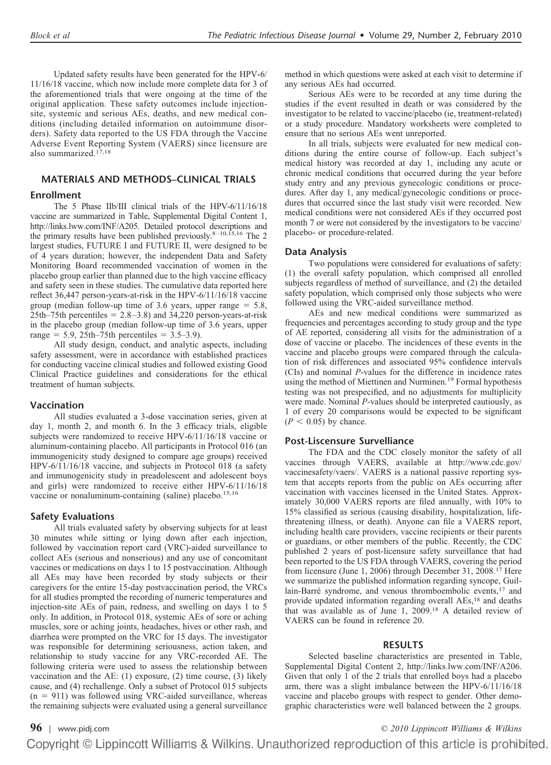Updated safety results have been generated for the HPV-6/11/16/18 vaccine, which now include more complete data for 3 of the aforementioned trials that were ongoing at the time of the original application. These safety outcomes include injection-site, systemic and serious AEs, deaths, and new medical conditions (including detailed information on autoimmune disorders). Safety data reported to the US FDA through the Vaccine Adverse Event Reporting System (VAERS) since licensure are also summarized.[17,18]

## MATERIALS AND METHODS–CLINICAL TRIALS

### Enrollment

The 5 Phase IIb/III clinical trials of the HPV-6/11/16/18 vaccine are summarized in Table, Supplemental Digital Content 1, http://links.lww.com/INF/A205. Detailed protocol descriptions and the primary results have been published previously.[8–10,15,16] The 2 largest studies, FUTURE I and FUTURE II, were designed to be of 4 years duration; however, the independent Data and Safety Monitoring Board recommended vaccination of women in the placebo group earlier than planned due to the high vaccine efficacy and safety seen in these studies. The cumulative data reported here reflect 36,447 person-years-at-risk in the HPV-6/11/16/18 vaccine group (median follow-up time of 3.6 years, upper range = 5.8, 25th–75th percentiles = 2.8–3.8) and 34,220 person-years-at-risk in the placebo group (median follow-up time of 3.6 years, upper range = 5.9, 25th–75th percentiles = 3.5–3.9).

All study design, conduct, and analytic aspects, including safety assessment, were in accordance with established practices for conducting vaccine clinical studies and followed existing Good Clinical Practice guidelines and considerations for the ethical treatment of human subjects.

### Vaccination

All studies evaluated a 3-dose vaccination series, given at day 1, month 2, and month 6. In the 3 efficacy trials, eligible subjects were randomized to receive HPV-6/11/16/18 vaccine or aluminum-containing placebo. All participants in Protocol 016 (an immunogenicity study designed to compare age groups) received HPV-6/11/16/18 vaccine, and subjects in Protocol 018 (a safety and immunogenicity study in preadolescent and adolescent boys and girls) were randomized to receive either HPV-6/11/16/18 vaccine or nonaluminum-containing (saline) placebo.[15,16]

### Safety Evaluations

All trials evaluated safety by observing subjects for at least 30 minutes while sitting or lying down after each injection, followed by vaccination report card (VRC)-aided surveillance to collect AEs (serious and nonserious) and any use of concomitant vaccines or medications on days 1 to 15 postvaccination. Although all AEs may have been recorded by study subjects or their caregivers for the entire 15-day postvaccination period, the VRCs for all studies prompted the recording of numeric temperatures and injection-site AEs of pain, redness, and swelling on days 1 to 5 only. In addition, in Protocol 018, systemic AEs of sore or aching muscles, sore or aching joints, headaches, hives or other rash, and diarrhea were prompted on the VRC for 15 days. The investigator was responsible for determining seriousness, action taken, and relationship to study vaccine for any VRC-recorded AE. The following criteria were used to assess the relationship between vaccination and the AE: (1) exposure, (2) time course, (3) likely cause, and (4) rechallenge. Only a subset of Protocol 015 subjects (n = 911) was followed using VRC-aided surveillance, whereas the remaining subjects were evaluated using a general surveillance method in which questions were asked at each visit to determine if any serious AEs had occurred.

Serious AEs were to be recorded at any time during the studies if the event resulted in death or was considered by the investigator to be related to vaccine/placebo (ie, treatment-related) or a study procedure. Mandatory worksheets were completed to ensure that no serious AEs went unreported.

In all trials, subjects were evaluated for new medical conditions during the entire course of follow-up. Each subject's medical history was recorded at day 1, including any acute or chronic medical conditions that occurred during the year before study entry and any previous gynecologic conditions or procedures. After day 1, any medical/gynecologic conditions or procedures that occurred since the last study visit were recorded. New medical conditions were not considered AEs if they occurred post month 7 or were not considered by the investigators to be vaccine/placebo- or procedure-related.

### Data Analysis

Two populations were considered for evaluations of safety: (1) the overall safety population, which comprised all enrolled subjects regardless of method of surveillance, and (2) the detailed safety population, which comprised only those subjects who were followed using the VRC-aided surveillance method.

AEs and new medical conditions were summarized as frequencies and percentages according to study group and the type of AE reported, considering all visits for the administration of a dose of vaccine or placebo. The incidences of these events in the vaccine and placebo groups were compared through the calculation of risk differences and associated 95% confidence intervals (CIs) and nominal *P*-values for the difference in incidence rates using the method of Miettinen and Nurminen.[19] Formal hypothesis testing was not prespecified, and no adjustments for multiplicity were made. Nominal *P*-values should be interpreted cautiously, as 1 of every 20 comparisons would be expected to be significant ($P < 0.05$) by chance.

### Post-Liscensure Surveillance

The FDA and the CDC closely monitor the safety of all vaccines through VAERS, available at http://www.cdc.gov/vaccinesafety/vaers/. VAERS is a national passive reporting system that accepts reports from the public on AEs occurring after vaccination with vaccines licensed in the United States. Approximately 30,000 VAERS reports are filed annually, with 10% to 15% classified as serious (causing disability, hospitalization, life-threatening illness, or death). Anyone can file a VAERS report, including health care providers, vaccine recipients or their parents or guardians, or other members of the public. Recently, the CDC published 2 years of post-licensure safety surveillance that had been reported to the US FDA through VAERS, covering the period from licensure (June 1, 2006) through December 31, 2008.[17] Here we summarize the published information regarding syncope, Guillain-Barré syndrome, and venous thromboembolic events,[17] and provide updated information regarding overall AEs,[18] and deaths that was available as of June 1, 2009.[18] A detailed review of VAERS can be found in reference 20.

## RESULTS

Selected baseline characteristics are presented in Table, Supplemental Digital Content 2, http://links.lww.com/INF/A206. Given that only 1 of the 2 trials that enrolled boys had a placebo arm, there was a slight imbalance between the HPV-6/11/16/18 vaccine and placebo groups with respect to gender. Other demographic characteristics were well balanced between the 2 groups.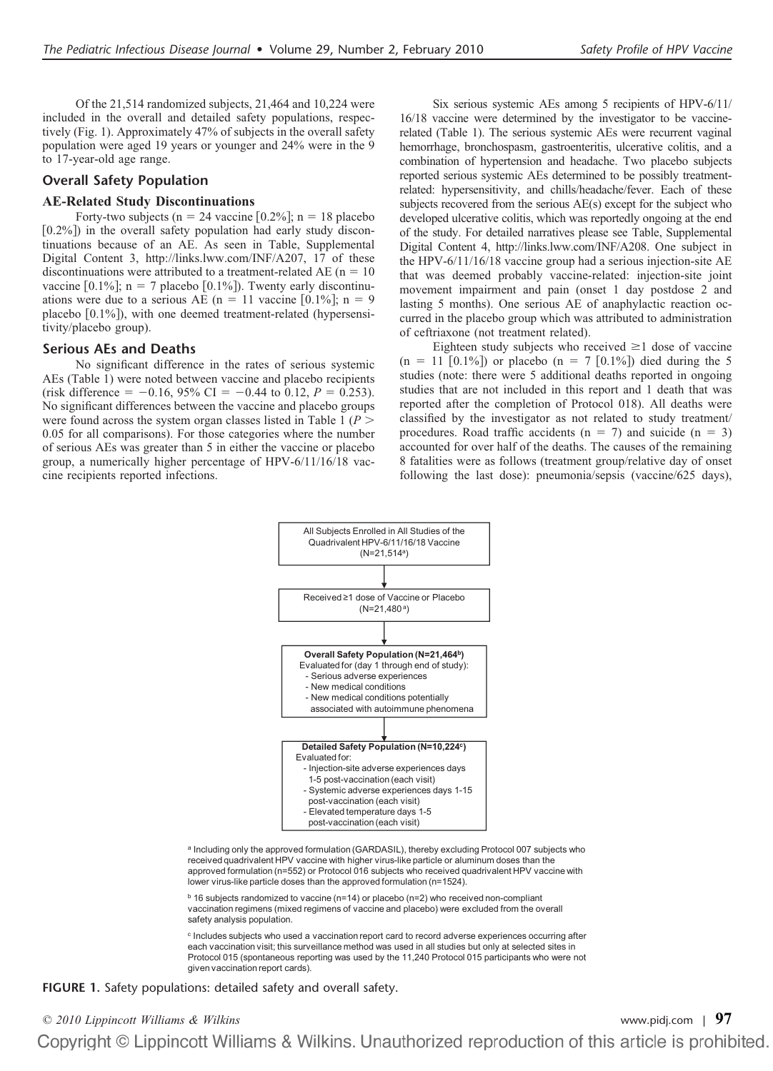Of the 21,514 randomized subjects, 21,464 and 10,224 were included in the overall and detailed safety populations, respectively (Fig. 1). Approximately 47% of subjects in the overall safety population were aged 19 years or younger and 24% were in the 9 to 17-year-old age range.

## Overall Safety Population

### AE-Related Study Discontinuations

Forty-two subjects (n = 24 vaccine [0.2%]; n = 18 placebo [0.2%]) in the overall safety population had early study discontinuations because of an AE. As seen in Table, Supplemental Digital Content 3, http://links.lww.com/INF/A207, 17 of these discontinuations were attributed to a treatment-related AE (n = 10 vaccine [0.1%]; n = 7 placebo [0.1%]). Twenty early discontinuations were due to a serious AE (n = 11 vaccine [0.1%]; n = 9 placebo [0.1%]), with one deemed treatment-related (hypersensitivity/placebo group).

### Serious AEs and Deaths

No significant difference in the rates of serious systemic AEs (Table 1) were noted between vaccine and placebo recipients (risk difference = −0.16, 95% CI = −0.44 to 0.12, $P = 0.253$). No significant differences between the vaccine and placebo groups were found across the system organ classes listed in Table 1 ($P > 0.05$ for all comparisons). For those categories where the number of serious AEs was greater than 5 in either the vaccine or placebo group, a numerically higher percentage of HPV-6/11/16/18 vaccine recipients reported infections.

Six serious systemic AEs among 5 recipients of HPV-6/11/16/18 vaccine were determined by the investigator to be vaccine-related (Table 1). The serious systemic AEs were recurrent vaginal hemorrhage, bronchospasm, gastroenteritis, ulcerative colitis, and a combination of hypertension and headache. Two placebo subjects reported serious systemic AEs determined to be possibly treatment-related: hypersensitivity, and chills/headache/fever. Each of these subjects recovered from the serious AE(s) except for the subject who developed ulcerative colitis, which was reportedly ongoing at the end of the study. For detailed narratives please see Table, Supplemental Digital Content 4, http://links.lww.com/INF/A208. One subject in the HPV-6/11/16/18 vaccine group had a serious injection-site AE that was deemed probably vaccine-related: injection-site joint movement impairment and pain (onset 1 day postdose 2 and lasting 5 months). One serious AE of anaphylactic reaction occurred in the placebo group which was attributed to administration of ceftriaxone (not treatment related).

Eighteen study subjects who received ≥1 dose of vaccine (n = 11 [0.1%]) or placebo (n = 7 [0.1%]) died during the 5 studies (note: there were 5 additional deaths reported in ongoing studies that are not included in this report and 1 death that was reported after the completion of Protocol 018). All deaths were classified by the investigator as not related to study treatment/procedures. Road traffic accidents (n = 7) and suicide (n = 3) accounted for over half of the deaths. The causes of the remaining 8 fatalities were as follows (treatment group/relative day of onset following the last dose): pneumonia/sepsis (vaccine/625 days),

```
All Subjects Enrolled in All Studies of the
Quadrivalent HPV-6/11/16/18 Vaccine
(N=21,514[a])
        |
        v
Received ≥1 dose of Vaccine or Placebo
(N=21,480[a])
        |
        v
Overall Safety Population (N=21,464[b])
Evaluated for (day 1 through end of study):
 - Serious adverse experiences
 - New medical conditions
 - New medical conditions potentially
   associated with autoimmune phenomena
        |
        v
Detailed Safety Population (N=10,224[c])
Evaluated for:
 - Injection-site adverse experiences days
   1-5 post-vaccination (each visit)
 - Systemic adverse experiences days 1-15
   post-vaccination (each visit)
 - Elevated temperature days 1-5
   post-vaccination (each visit)
```

[a] Including only the approved formulation (GARDASIL), thereby excluding Protocol 007 subjects who received quadrivalent HPV vaccine with higher virus-like particle or aluminum doses than the approved formulation (n=552) or Protocol 016 subjects who received quadrivalent HPV vaccine with lower virus-like particle doses than the approved formulation (n=1524).

[b] 16 subjects randomized to vaccine (n=14) or placebo (n=2) who received non-compliant vaccination regimens (mixed regimens of vaccine and placebo) were excluded from the overall safety analysis population.

[c] Includes subjects who used a vaccination report card to record adverse experiences occurring after each vaccination visit; this surveillance method was used in all studies but only at selected sites in Protocol 015 (spontaneous reporting was used by the 11,240 Protocol 015 participants who were not given vaccination report cards).

**FIGURE 1.** Safety populations: detailed safety and overall safety.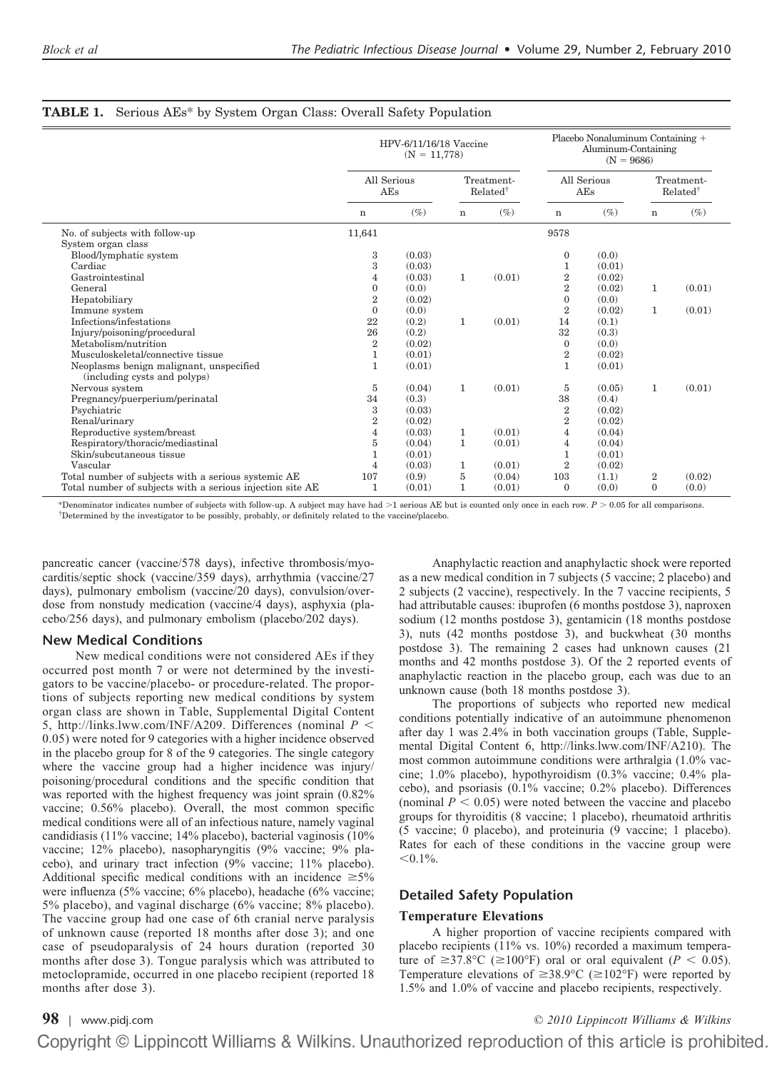**TABLE 1.** Serious AEs* by System Organ Class: Overall Safety Population

| | HPV-6/11/16/18 Vaccine (N = 11,778) | | | | Placebo Nonaluminum Containing + Aluminum-Containing (N = 9686) | | | |
|---|---|---|---|---|---|---|---|---|
| | All Serious AEs | | Treatment-Related[†] | | All Serious AEs | | Treatment-Related[†] | |
| | n | (%) | n | (%) | n | (%) | n | (%) |
| No. of subjects with follow-up | 11,641 | | | | 9578 | | | |
| System organ class | | | | | | | | |
| Blood/lymphatic system | 3 | (0.03) | | | 0 | (0.0) | | |
| Cardiac | 3 | (0.03) | | | 1 | (0.01) | | |
| Gastrointestinal | 4 | (0.03) | 1 | (0.01) | 2 | (0.02) | | |
| General | 0 | (0.0) | | | 2 | (0.02) | 1 | (0.01) |
| Hepatobiliary | 2 | (0.02) | | | 0 | (0.0) | | |
| Immune system | 0 | (0.0) | | | 2 | (0.02) | 1 | (0.01) |
| Infections/infestations | 22 | (0.2) | 1 | (0.01) | 14 | (0.1) | | |
| Injury/poisoning/procedural | 26 | (0.2) | | | 32 | (0.3) | | |
| Metabolism/nutrition | 2 | (0.02) | | | 0 | (0.0) | | |
| Musculoskeletal/connective tissue | 1 | (0.01) | | | 2 | (0.02) | | |
| Neoplasms benign malignant, unspecified (including cysts and polyps) | 1 | (0.01) | | | 1 | (0.01) | | |
| Nervous system | 5 | (0.04) | 1 | (0.01) | 5 | (0.05) | 1 | (0.01) |
| Pregnancy/puerperium/perinatal | 34 | (0.3) | | | 38 | (0.4) | | |
| Psychiatric | 3 | (0.03) | | | 2 | (0.02) | | |
| Renal/urinary | 2 | (0.02) | | | 2 | (0.02) | | |
| Reproductive system/breast | 4 | (0.03) | 1 | (0.01) | 4 | (0.04) | | |
| Respiratory/thoracic/mediastinal | 5 | (0.04) | 1 | (0.01) | 4 | (0.04) | | |
| Skin/subcutaneous tissue | 1 | (0.01) | | | 1 | (0.01) | | |
| Vascular | 4 | (0.03) | 1 | (0.01) | 2 | (0.02) | | |
| Total number of subjects with a serious systemic AE | 107 | (0.9) | 5 | (0.04) | 103 | (1.1) | 2 | (0.02) |
| Total number of subjects with a serious injection site AE | 1 | (0.01) | 1 | (0.01) | 0 | (0.0) | 0 | (0.0) |

*Denominator indicates number of subjects with follow-up. A subject may have had >1 serious AE but is counted only once in each row. $P > 0.05$ for all comparisons.
[†]Determined by the investigator to be possibly, probably, or definitely related to the vaccine/placebo.

pancreatic cancer (vaccine/578 days), infective thrombosis/myocarditis/septic shock (vaccine/359 days), arrhythmia (vaccine/27 days), pulmonary embolism (vaccine/20 days), convulsion/overdose from nonstudy medication (vaccine/4 days), asphyxia (placebo/256 days), and pulmonary embolism (placebo/202 days).

## New Medical Conditions

New medical conditions were not considered AEs if they occurred post month 7 or were not determined by the investigators to be vaccine/placebo- or procedure-related. The proportions of subjects reporting new medical conditions by system organ class are shown in Table, Supplemental Digital Content 5, http://links.lww.com/INF/A209. Differences (nominal $P < 0.05$) were noted for 9 categories with a higher incidence observed in the placebo group for 8 of the 9 categories. The single category where the vaccine group had a higher incidence was injury/poisoning/procedural conditions and the specific condition that was reported with the highest frequency was joint sprain (0.82% vaccine; 0.56% placebo). Overall, the most common specific medical conditions were all of an infectious nature, namely vaginal candidiasis (11% vaccine; 14% placebo), bacterial vaginosis (10% vaccine; 12% placebo), nasopharyngitis (9% vaccine; 9% placebo), and urinary tract infection (9% vaccine; 11% placebo). Additional specific medical conditions with an incidence ≥5% were influenza (5% vaccine; 6% placebo), headache (6% vaccine; 5% placebo), and vaginal discharge (6% vaccine; 8% placebo). The vaccine group had one case of 6th cranial nerve paralysis of unknown cause (reported 18 months after dose 3); and one case of pseudoparalysis of 24 hours duration (reported 30 months after dose 3). Tongue paralysis which was attributed to metoclopramide, occurred in one placebo recipient (reported 18 months after dose 3).

Anaphylactic reaction and anaphylactic shock were reported as a new medical condition in 7 subjects (5 vaccine; 2 placebo) and 2 subjects (2 vaccine), respectively. In the 7 vaccine recipients, 5 had attributable causes: ibuprofen (6 months postdose 3), naproxen sodium (12 months postdose 3), gentamicin (18 months postdose 3), nuts (42 months postdose 3), and buckwheat (30 months postdose 3). The remaining 2 cases had unknown causes (21 months and 42 months postdose 3). Of the 2 reported events of anaphylactic reaction in the placebo group, each was due to an unknown cause (both 18 months postdose 3).

The proportions of subjects who reported new medical conditions potentially indicative of an autoimmune phenomenon after day 1 was 2.4% in both vaccination groups (Table, Supplemental Digital Content 6, http://links.lww.com/INF/A210). The most common autoimmune conditions were arthralgia (1.0% vaccine; 1.0% placebo), hypothyroidism (0.3% vaccine; 0.4% placebo), and psoriasis (0.1% vaccine; 0.2% placebo). Differences (nominal $P < 0.05$) were noted between the vaccine and placebo groups for thyroiditis (8 vaccine; 1 placebo), rheumatoid arthritis (5 vaccine; 0 placebo), and proteinuria (9 vaccine; 1 placebo). Rates for each of these conditions in the vaccine group were <0.1%.

## Detailed Safety Population

### Temperature Elevations

A higher proportion of vaccine recipients compared with placebo recipients (11% vs. 10%) recorded a maximum temperature of ≥37.8°C (≥100°F) oral or oral equivalent ($P < 0.05$). Temperature elevations of ≥38.9°C (≥102°F) were reported by 1.5% and 1.0% of vaccine and placebo recipients, respectively.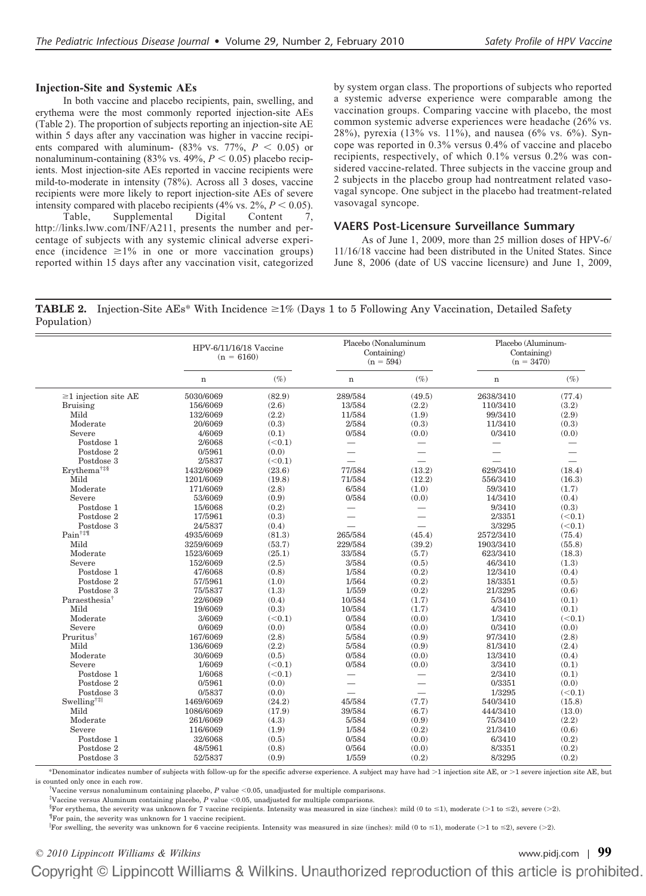### Injection-Site and Systemic AEs

In both vaccine and placebo recipients, pain, swelling, and erythema were the most commonly reported injection-site AEs (Table 2). The proportion of subjects reporting an injection-site AE within 5 days after any vaccination was higher in vaccine recipients compared with aluminum- (83% vs. 77%, $P < 0.05$) or nonaluminum-containing (83% vs. 49%, $P < 0.05$) placebo recipients. Most injection-site AEs reported in vaccine recipients were mild-to-moderate in intensity (78%). Across all 3 doses, vaccine recipients were more likely to report injection-site AEs of severe intensity compared with placebo recipients (4% vs. 2%, $P < 0.05$).

Table, Supplemental Digital Content 7, http://links.lww.com/INF/A211, presents the number and percentage of subjects with any systemic clinical adverse experience (incidence ≥1% in one or more vaccination groups) reported within 15 days after any vaccination visit, categorized by system organ class. The proportions of subjects who reported a systemic adverse experience were comparable among the vaccination groups. Comparing vaccine with placebo, the most common systemic adverse experiences were headache (26% vs. 28%), pyrexia (13% vs. 11%), and nausea (6% vs. 6%). Syncope was reported in 0.3% versus 0.4% of vaccine and placebo recipients, respectively, of which 0.1% versus 0.2% was considered vaccine-related. Three subjects in the vaccine group and 2 subjects in the placebo group had nontreatment related vasovagal syncope. One subject in the placebo had treatment-related vasovagal syncope.

### VAERS Post-Licensure Surveillance Summary

As of June 1, 2009, more than 25 million doses of HPV-6/11/16/18 vaccine had been distributed in the United States. Since June 8, 2006 (date of US vaccine licensure) and June 1, 2009,

**TABLE 2.** Injection-Site AEs* With Incidence ≥1% (Days 1 to 5 Following Any Vaccination, Detailed Safety Population)

| | HPV-6/11/16/18 Vaccine (n = 6160) | | Placebo (Nonaluminum Containing) (n = 594) | | Placebo (Aluminum-Containing) (n = 3470) | |
|---|---|---|---|---|---|---|
| | n | (%) | n | (%) | n | (%) |
| ≥1 injection site AE | 5030/6069 | (82.9) | 289/584 | (49.5) | 2638/3410 | (77.4) |
| Bruising | 156/6069 | (2.6) | 13/584 | (2.2) | 110/3410 | (3.2) |
| Mild | 132/6069 | (2.2) | 11/584 | (1.9) | 99/3410 | (2.9) |
| Moderate | 20/6069 | (0.3) | 2/584 | (0.3) | 11/3410 | (0.3) |
| Severe | 4/6069 | (0.1) | 0/584 | (0.0) | 0/3410 | (0.0) |
| Postdose 1 | 2/6068 | (<0.1) | — | — | — | — |
| Postdose 2 | 0/5961 | (0.0) | — | — | — | — |
| Postdose 3 | 2/5837 | (<0.1) | — | — | — | — |
| Erythema†‡§ | 1432/6069 | (23.6) | 77/584 | (13.2) | 629/3410 | (18.4) |
| Mild | 1201/6069 | (19.8) | 71/584 | (12.2) | 556/3410 | (16.3) |
| Moderate | 171/6069 | (2.8) | 6/584 | (1.0) | 59/3410 | (1.7) |
| Severe | 53/6069 | (0.9) | 0/584 | (0.0) | 14/3410 | (0.4) |
| Postdose 1 | 15/6068 | (0.2) | — | — | 9/3410 | (0.3) |
| Postdose 2 | 17/5961 | (0.3) | — | — | 2/3351 | (<0.1) |
| Postdose 3 | 24/5837 | (0.4) | — | — | 3/3295 | (<0.1) |
| Pain†‡¶ | 4935/6069 | (81.3) | 265/584 | (45.4) | 2572/3410 | (75.4) |
| Mild | 3259/6069 | (53.7) | 229/584 | (39.2) | 1903/3410 | (55.8) |
| Moderate | 1523/6069 | (25.1) | 33/584 | (5.7) | 623/3410 | (18.3) |
| Severe | 152/6069 | (2.5) | 3/584 | (0.5) | 46/3410 | (1.3) |
| Postdose 1 | 47/6068 | (0.8) | 1/584 | (0.2) | 12/3410 | (0.4) |
| Postdose 2 | 57/5961 | (1.0) | 1/564 | (0.2) | 18/3351 | (0.5) |
| Postdose 3 | 75/5837 | (1.3) | 1/559 | (0.2) | 21/3295 | (0.6) |
| Paraesthesia† | 22/6069 | (0.4) | 10/584 | (1.7) | 5/3410 | (0.1) |
| Mild | 19/6069 | (0.3) | 10/584 | (1.7) | 4/3410 | (0.1) |
| Moderate | 3/6069 | (<0.1) | 0/584 | (0.0) | 1/3410 | (<0.1) |
| Severe | 0/6069 | (0.0) | 0/584 | (0.0) | 0/3410 | (0.0) |
| Pruritus† | 167/6069 | (2.8) | 5/584 | (0.9) | 97/3410 | (2.8) |
| Mild | 136/6069 | (2.2) | 5/584 | (0.9) | 81/3410 | (2.4) |
| Moderate | 30/6069 | (0.5) | 0/584 | (0.0) | 13/3410 | (0.4) |
| Severe | 1/6069 | (<0.1) | 0/584 | (0.0) | 3/3410 | (0.1) |
| Postdose 1 | 1/6068 | (<0.1) | — | — | 2/3410 | (0.1) |
| Postdose 2 | 0/5961 | (0.0) | — | — | 0/3351 | (0.0) |
| Postdose 3 | 0/5837 | (0.0) | — | — | 1/3295 | (<0.1) |
| Swelling†‡‖ | 1469/6069 | (24.2) | 45/584 | (7.7) | 540/3410 | (15.8) |
| Mild | 1086/6069 | (17.9) | 39/584 | (6.7) | 444/3410 | (13.0) |
| Moderate | 261/6069 | (4.3) | 5/584 | (0.9) | 75/3410 | (2.2) |
| Severe | 116/6069 | (1.9) | 1/584 | (0.2) | 21/3410 | (0.6) |
| Postdose 1 | 32/6068 | (0.5) | 0/584 | (0.0) | 6/3410 | (0.2) |
| Postdose 2 | 48/5961 | (0.8) | 0/564 | (0.0) | 8/3351 | (0.2) |
| Postdose 3 | 52/5837 | (0.9) | 1/559 | (0.2) | 8/3295 | (0.2) |

*Denominator indicates number of subjects with follow-up for the specific adverse experience. A subject may have had >1 injection site AE, or >1 severe injection site AE, but is counted only once in each row.

†Vaccine versus nonaluminum containing placebo, $P$ value <0.05, unadjusted for multiple comparisons.

‡Vaccine versus Aluminum containing placebo, $P$ value <0.05, unadjusted for multiple comparisons.

§For erythema, the severity was unknown for 7 vaccine recipients. Intensity was measured in size (inches): mild (0 to ≤1), moderate (>1 to ≤2), severe (>2).

¶For pain, the severity was unknown for 1 vaccine recipient.

‖For swelling, the severity was unknown for 6 vaccine recipients. Intensity was measured in size (inches): mild (0 to ≤1), moderate (>1 to ≤2), severe (>2).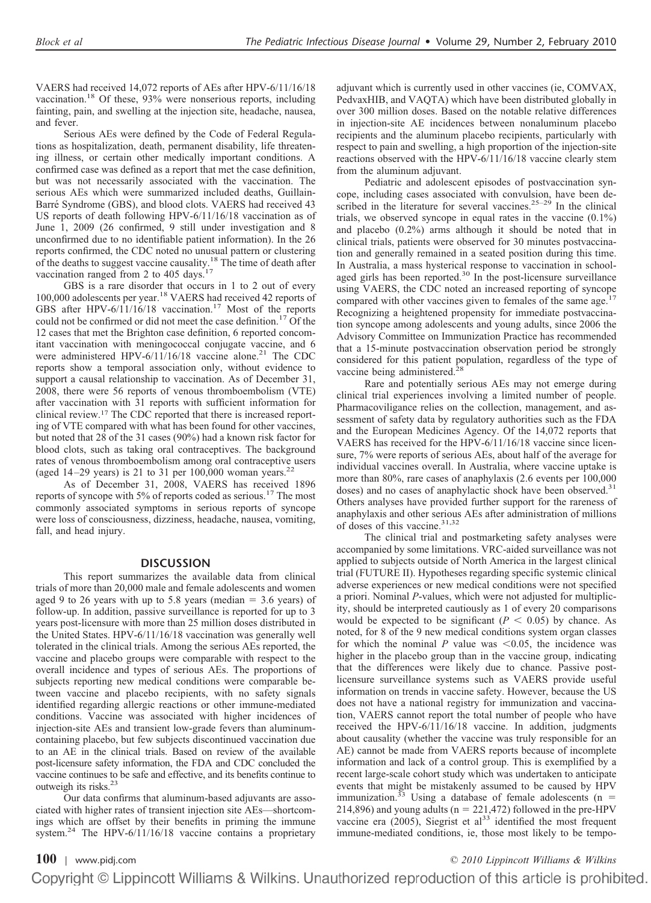VAERS had received 14,072 reports of AEs after HPV-6/11/16/18 vaccination.[18] Of these, 93% were nonserious reports, including fainting, pain, and swelling at the injection site, headache, nausea, and fever.

Serious AEs were defined by the Code of Federal Regulations as hospitalization, death, permanent disability, life threatening illness, or certain other medically important conditions. A confirmed case was defined as a report that met the case definition, but was not necessarily associated with the vaccination. The serious AEs which were summarized included deaths, Guillain-Barré Syndrome (GBS), and blood clots. VAERS had received 43 US reports of death following HPV-6/11/16/18 vaccination as of June 1, 2009 (26 confirmed, 9 still under investigation and 8 unconfirmed due to no identifiable patient information). In the 26 reports confirmed, the CDC noted no unusual pattern or clustering of the deaths to suggest vaccine causality.[18] The time of death after vaccination ranged from 2 to 405 days.[17]

GBS is a rare disorder that occurs in 1 to 2 out of every 100,000 adolescents per year.[18] VAERS had received 42 reports of GBS after HPV-6/11/16/18 vaccination.[17] Most of the reports could not be confirmed or did not meet the case definition.[17] Of the 12 cases that met the Brighton case definition, 6 reported concomitant vaccination with meningococcal conjugate vaccine, and 6 were administered HPV-6/11/16/18 vaccine alone.[21] The CDC reports show a temporal association only, without evidence to support a causal relationship to vaccination. As of December 31, 2008, there were 56 reports of venous thromboembolism (VTE) after vaccination with 31 reports with sufficient information for clinical review.[17] The CDC reported that there is increased reporting of VTE compared with what has been found for other vaccines, but noted that 28 of the 31 cases (90%) had a known risk factor for blood clots, such as taking oral contraceptives. The background rates of venous thromboembolism among oral contraceptive users (aged 14–29 years) is 21 to 31 per 100,000 woman years.[22]

As of December 31, 2008, VAERS has received 1896 reports of syncope with 5% of reports coded as serious.[17] The most commonly associated symptoms in serious reports of syncope were loss of consciousness, dizziness, headache, nausea, vomiting, fall, and head injury.

## DISCUSSION

This report summarizes the available data from clinical trials of more than 20,000 male and female adolescents and women aged 9 to 26 years with up to 5.8 years (median = 3.6 years) of follow-up. In addition, passive surveillance is reported for up to 3 years post-licensure with more than 25 million doses distributed in the United States. HPV-6/11/16/18 vaccination was generally well tolerated in the clinical trials. Among the serious AEs reported, the vaccine and placebo groups were comparable with respect to the overall incidence and types of serious AEs. The proportions of subjects reporting new medical conditions were comparable between vaccine and placebo recipients, with no safety signals identified regarding allergic reactions or other immune-mediated conditions. Vaccine was associated with higher incidences of injection-site AEs and transient low-grade fevers than aluminum-containing placebo, but few subjects discontinued vaccination due to an AE in the clinical trials. Based on review of the available post-licensure safety information, the FDA and CDC concluded the vaccine continues to be safe and effective, and its benefits continue to outweigh its risks.[23]

Our data confirms that aluminum-based adjuvants are associated with higher rates of transient injection site AEs—shortcomings which are offset by their benefits in priming the immune system.[24] The HPV-6/11/16/18 vaccine contains a proprietary adjuvant which is currently used in other vaccines (ie, COMVAX, PedvaxHIB, and VAQTA) which have been distributed globally in over 300 million doses. Based on the notable relative differences in injection-site AE incidences between nonaluminum placebo recipients and the aluminum placebo recipients, particularly with respect to pain and swelling, a high proportion of the injection-site reactions observed with the HPV-6/11/16/18 vaccine clearly stem from the aluminum adjuvant.

Pediatric and adolescent episodes of postvaccination syncope, including cases associated with convulsion, have been described in the literature for several vaccines.[25–29] In the clinical trials, we observed syncope in equal rates in the vaccine (0.1%) and placebo (0.2%) arms although it should be noted that in clinical trials, patients were observed for 30 minutes postvaccination and generally remained in a seated position during this time. In Australia, a mass hysterical response to vaccination in school-aged girls has been reported.[30] In the post-licensure surveillance using VAERS, the CDC noted an increased reporting of syncope compared with other vaccines given to females of the same age.[17] Recognizing a heightened propensity for immediate postvaccination syncope among adolescents and young adults, since 2006 the Advisory Committee on Immunization Practice has recommended that a 15-minute postvaccination observation period be strongly considered for this patient population, regardless of the type of vaccine being administered.[28]

Rare and potentially serious AEs may not emerge during clinical trial experiences involving a limited number of people. Pharmacoviligance relies on the collection, management, and assessment of safety data by regulatory authorities such as the FDA and the European Medicines Agency. Of the 14,072 reports that VAERS has received for the HPV-6/11/16/18 vaccine since licensure, 7% were reports of serious AEs, about half of the average for individual vaccines overall. In Australia, where vaccine uptake is more than 80%, rare cases of anaphylaxis (2.6 events per 100,000 doses) and no cases of anaphylactic shock have been observed.[31] Others analyses have provided further support for the rareness of anaphylaxis and other serious AEs after administration of millions of doses of this vaccine.[31,32]

The clinical trial and postmarketing safety analyses were accompanied by some limitations. VRC-aided surveillance was not applied to subjects outside of North America in the largest clinical trial (FUTURE II). Hypotheses regarding specific systemic clinical adverse experiences or new medical conditions were not specified a priori. Nominal $P$-values, which were not adjusted for multiplicity, should be interpreted cautiously as 1 of every 20 comparisons would be expected to be significant ($P < 0.05$) by chance. As noted, for 8 of the 9 new medical conditions system organ classes for which the nominal $P$ value was $<0.05$, the incidence was higher in the placebo group than in the vaccine group, indicating that the differences were likely due to chance. Passive post-licensure surveillance systems such as VAERS provide useful information on trends in vaccine safety. However, because the US does not have a national registry for immunization and vaccination, VAERS cannot report the total number of people who have received the HPV-6/11/16/18 vaccine. In addition, judgments about causality (whether the vaccine was truly responsible for an AE) cannot be made from VAERS reports because of incomplete information and lack of a control group. This is exemplified by a recent large-scale cohort study which was undertaken to anticipate events that might be mistakenly assumed to be caused by HPV immunization.[33] Using a database of female adolescents (n = 214,896) and young adults (n = 221,472) followed in the pre-HPV vaccine era (2005), Siegrist et al[33] identified the most frequent immune-mediated conditions, ie, those most likely to be tempo-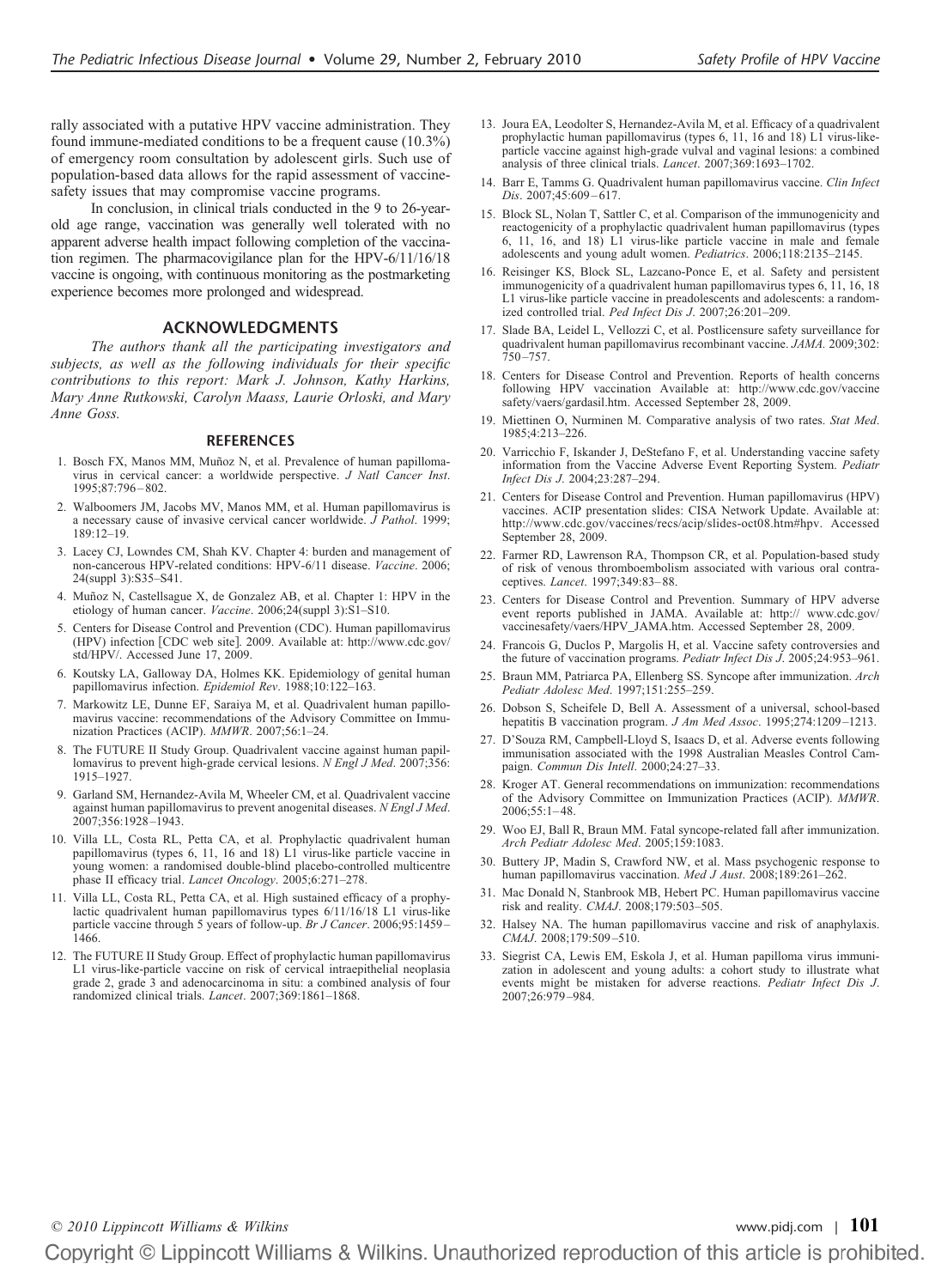rally associated with a putative HPV vaccine administration. They found immune-mediated conditions to be a frequent cause (10.3%) of emergency room consultation by adolescent girls. Such use of population-based data allows for the rapid assessment of vaccine-safety issues that may compromise vaccine programs.

In conclusion, in clinical trials conducted in the 9 to 26-year-old age range, vaccination was generally well tolerated with no apparent adverse health impact following completion of the vaccination regimen. The pharmacovigilance plan for the HPV-6/11/16/18 vaccine is ongoing, with continuous monitoring as the postmarketing experience becomes more prolonged and widespread.

## ACKNOWLEDGMENTS

*The authors thank all the participating investigators and subjects, as well as the following individuals for their specific contributions to this report: Mark J. Johnson, Kathy Harkins, Mary Anne Rutkowski, Carolyn Maass, Laurie Orloski, and Mary Anne Goss.*

## REFERENCES

1. Bosch FX, Manos MM, Muñoz N, et al. Prevalence of human papillomavirus in cervical cancer: a worldwide perspective. *J Natl Cancer Inst*. 1995;87:796–802.
2. Walboomers JM, Jacobs MV, Manos MM, et al. Human papillomavirus is a necessary cause of invasive cervical cancer worldwide. *J Pathol*. 1999; 189:12–19.
3. Lacey CJ, Lowndes CM, Shah KV. Chapter 4: burden and management of non-cancerous HPV-related conditions: HPV-6/11 disease. *Vaccine*. 2006; 24(suppl 3):S35–S41.
4. Muñoz N, Castellsague X, de Gonzalez AB, et al. Chapter 1: HPV in the etiology of human cancer. *Vaccine*. 2006;24(suppl 3):S1–S10.
5. Centers for Disease Control and Prevention (CDC). Human papillomavirus (HPV) infection [CDC web site]. 2009. Available at: http://www.cdc.gov/std/HPV/. Accessed June 17, 2009.
6. Koutsky LA, Galloway DA, Holmes KK. Epidemiology of genital human papillomavirus infection. *Epidemiol Rev*. 1988;10:122–163.
7. Markowitz LE, Dunne EF, Saraiya M, et al. Quadrivalent human papillomavirus vaccine: recommendations of the Advisory Committee on Immunization Practices (ACIP). *MMWR*. 2007;56:1–24.
8. The FUTURE II Study Group. Quadrivalent vaccine against human papillomavirus to prevent high-grade cervical lesions. *N Engl J Med*. 2007;356: 1915–1927.
9. Garland SM, Hernandez-Avila M, Wheeler CM, et al. Quadrivalent vaccine against human papillomavirus to prevent anogenital diseases. *N Engl J Med*. 2007;356:1928–1943.
10. Villa LL, Costa RL, Petta CA, et al. Prophylactic quadrivalent human papillomavirus (types 6, 11, 16 and 18) L1 virus-like particle vaccine in young women: a randomised double-blind placebo-controlled multicentre phase II efficacy trial. *Lancet Oncology*. 2005;6:271–278.
11. Villa LL, Costa RL, Petta CA, et al. High sustained efficacy of a prophylactic quadrivalent human papillomavirus types 6/11/16/18 L1 virus-like particle vaccine through 5 years of follow-up. *Br J Cancer*. 2006;95:1459–1466.
12. The FUTURE II Study Group. Effect of prophylactic human papillomavirus L1 virus-like-particle vaccine on risk of cervical intraepithelial neoplasia grade 2, grade 3 and adenocarcinoma in situ: a combined analysis of four randomized clinical trials. *Lancet*. 2007;369:1861–1868.
13. Joura EA, Leodolter S, Hernandez-Avila M, et al. Efficacy of a quadrivalent prophylactic human papillomavirus (types 6, 11, 16 and 18) L1 virus-like-particle vaccine against high-grade vulval and vaginal lesions: a combined analysis of three clinical trials. *Lancet*. 2007;369:1693–1702.
14. Barr E, Tamms G. Quadrivalent human papillomavirus vaccine. *Clin Infect Dis*. 2007;45:609–617.
15. Block SL, Nolan T, Sattler C, et al. Comparison of the immunogenicity and reactogenicity of a prophylactic quadrivalent human papillomavirus (types 6, 11, 16, and 18) L1 virus-like particle vaccine in male and female adolescents and young adult women. *Pediatrics*. 2006;118:2135–2145.
16. Reisinger KS, Block SL, Lazcano-Ponce E, et al. Safety and persistent immunogenicity of a quadrivalent human papillomavirus types 6, 11, 16, 18 L1 virus-like particle vaccine in preadolescents and adolescents: a randomized controlled trial. *Ped Infect Dis J*. 2007;26:201–209.
17. Slade BA, Leidel L, Vellozzi C, et al. Postlicensure safety surveillance for quadrivalent human papillomavirus recombinant vaccine. *JAMA*. 2009;302: 750–757.
18. Centers for Disease Control and Prevention. Reports of health concerns following HPV vaccination Available at: http://www.cdc.gov/vaccinesafety/vaers/gardasil.htm. Accessed September 28, 2009.
19. Miettinen O, Nurminen M. Comparative analysis of two rates. *Stat Med*. 1985;4:213–226.
20. Varricchio F, Iskander J, DeStefano F, et al. Understanding vaccine safety information from the Vaccine Adverse Event Reporting System. *Pediatr Infect Dis J*. 2004;23:287–294.
21. Centers for Disease Control and Prevention. Human papillomavirus (HPV) vaccines. ACIP presentation slides: CISA Network Update. Available at: http://www.cdc.gov/vaccines/recs/acip/slides-oct08.htm#hpv. Accessed September 28, 2009.
22. Farmer RD, Lawrenson RA, Thompson CR, et al. Population-based study of risk of venous thromboembolism associated with various oral contraceptives. *Lancet*. 1997;349:83–88.
23. Centers for Disease Control and Prevention. Summary of HPV adverse event reports published in JAMA. Available at: http:// www.cdc.gov/vaccinesafety/vaers/HPV_JAMA.htm. Accessed September 28, 2009.
24. Francois G, Duclos P, Margolis H, et al. Vaccine safety controversies and the future of vaccination programs. *Pediatr Infect Dis J*. 2005;24:953–961.
25. Braun MM, Patriarca PA, Ellenberg SS. Syncope after immunization. *Arch Pediatr Adolesc Med*. 1997;151:255–259.
26. Dobson S, Scheifele D, Bell A. Assessment of a universal, school-based hepatitis B vaccination program. *J Am Med Assoc*. 1995;274:1209–1213.
27. D'Souza RM, Campbell-Lloyd S, Isaacs D, et al. Adverse events following immunisation associated with the 1998 Australian Measles Control Campaign. *Commun Dis Intell*. 2000;24:27–33.
28. Kroger AT. General recommendations on immunization: recommendations of the Advisory Committee on Immunization Practices (ACIP). *MMWR*. 2006;55:1–48.
29. Woo EJ, Ball R, Braun MM. Fatal syncope-related fall after immunization. *Arch Pediatr Adolesc Med*. 2005;159:1083.
30. Buttery JP, Madin S, Crawford NW, et al. Mass psychogenic response to human papillomavirus vaccination. *Med J Aust*. 2008;189:261–262.
31. Mac Donald N, Stanbrook MB, Hebert PC. Human papillomavirus vaccine risk and reality. *CMAJ*. 2008;179:503–505.
32. Halsey NA. The human papillomavirus vaccine and risk of anaphylaxis. *CMAJ*. 2008;179:509–510.
33. Siegrist CA, Lewis EM, Eskola J, et al. Human papilloma virus immunization in adolescent and young adults: a cohort study to illustrate what events might be mistaken for adverse reactions. *Pediatr Infect Dis J*. 2007;26:979–984.